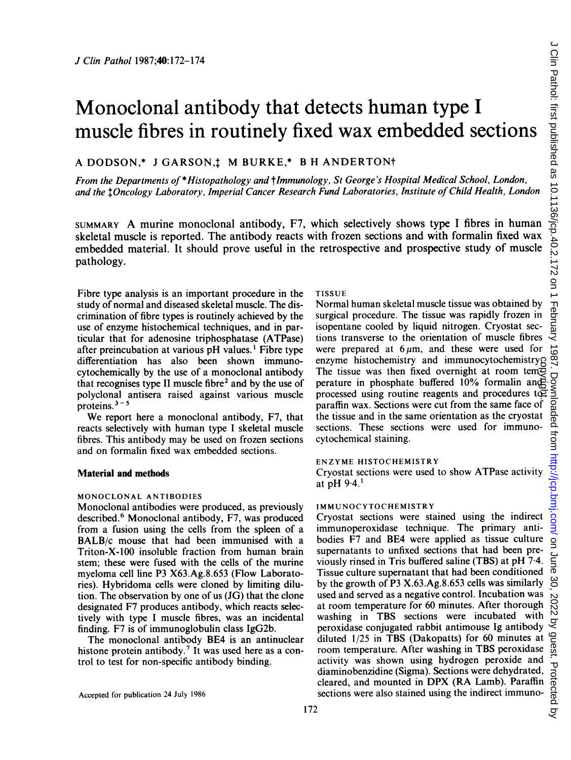# Monoclonal antibody that detects human type I muscle fibres in routinely fixed wax embedded sections

A DODSON,* J GARSON,‡ M BURKE,* B H ANDERTON†

*From the Departments of \*Histopathology and †Immunology, St George's Hospital Medical School, London, and the ‡Oncology Laboratory, Imperial Cancer Research Fund Laboratories, Institute of Child Health, London*

SUMMARY A murine monoclonal antibody, F7, which selectively shows type I fibres in human skeletal muscle is reported. The antibody reacts with frozen sections and with formalin fixed wax embedded material. It should prove useful in the retrospective and prospective study of muscle pathology.

Fibre type analysis is an important procedure in the study of normal and diseased skeletal muscle. The discrimination of fibre types is routinely achieved by the use of enzyme histochemical techniques, and in particular that for adenosine triphosphatase (ATPase) after preincubation at various pH values.[1] Fibre type differentiation has also been shown immunocytochemically by the use of a monoclonal antibody that recognises type II muscle fibre[2] and by the use of polyclonal antisera raised against various muscle proteins.[3–5]

We report here a monoclonal antibody, F7, that reacts selectively with human type I muscle fibres. This antibody may be used on frozen sections and on formalin fixed wax embedded sections.

## Material and methods

### MONOCLONAL ANTIBODIES

Monoclonal antibodies were produced, as previously described.[6] Monoclonal antibody, F7, was produced from a fusion using the cells from the spleen of a BALB/c mouse that had been immunised with a Triton-X-100 insoluble fraction from human brain stem; these were fused with the cells of the murine myeloma cell line P3 X63.Ag.8.653 (Flow Laboratories). Hybridoma cells were cloned by limiting dilution. The observation by one of us (JG) that the clone designated F7 produces antibody, which reacts selectively with type I muscle fibres, was an incidental finding. F7 is of immunoglobulin class IgG2b.

The monoclonal antibody BE4 is an antinuclear histone protein antibody.[7] It was used here as a control to test for non-specific antibody binding.

### TISSUE

Normal human skeletal muscle tissue was obtained by surgical procedure. The tissue was rapidly frozen in isopentane cooled by liquid nitrogen. Cryostat sections transverse to the orientation of muscle fibres were prepared at 6 μm, and these were used for enzyme histochemistry and immunocytochemistry. The tissue was then fixed overnight at room temperature in phosphate buffered 10% formalin and processed using routine reagents and procedures to paraffin wax. Sections were cut from the same face of the tissue and in the same orientation as the cryostat sections. These sections were used for immunocytochemical staining.

### ENZYME HISTOCHEMISTRY

Cryostat sections were used to show ATPase activity at pH 9·4.[1]

### IMMUNOCYTOCHEMISTRY

Cryostat sections were stained using the indirect immunoperoxidase technique. The primary antibodies F7 and BE4 were applied as tissue culture supernatants to unfixed sections that had been previously rinsed in Tris buffered saline (TBS) at pH 7·4. Tissue culture supernatant that had been conditioned by the growth of P3 X.63.Ag.8.653 cells was similarly used and served as a negative control. Incubation was at room temperature for 60 minutes. After thorough washing in TBS sections were incubated with peroxidase conjugated rabbit antimouse Ig antibody diluted 1/25 in TBS (Dakopatts) for 60 minutes at room temperature. After washing in TBS peroxidase activity was shown using hydrogen peroxide and diaminobenzidine (Sigma). Sections were dehydrated, cleared, and mounted in DPX (RA Lamb). Paraffin sections were also stained using the indirect immuno-

Accepted for publication 24 July 1986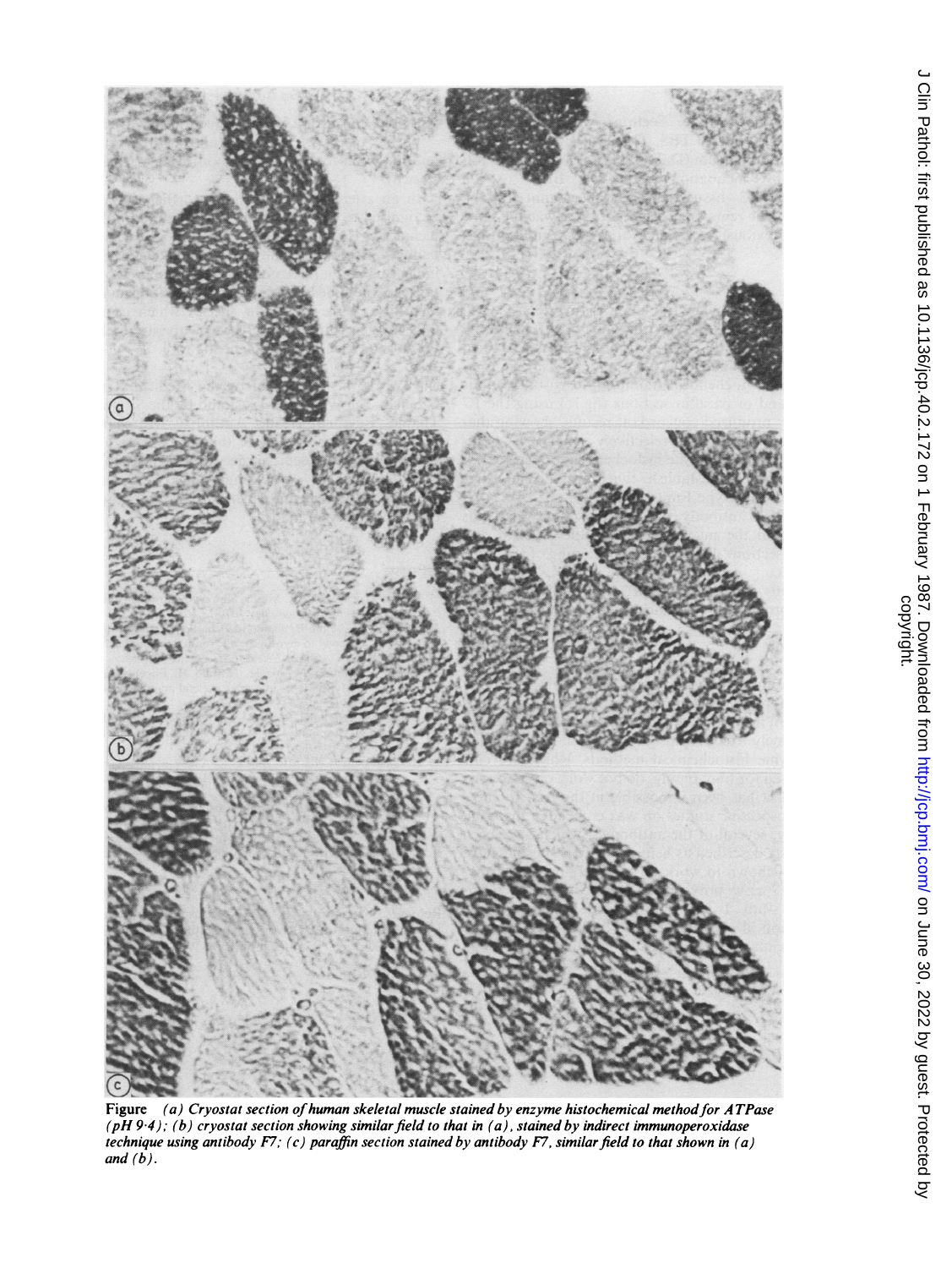**Figure** *(a) Cryostat section of human skeletal muscle stained by enzyme histochemical method for ATPase (pH 9·4); (b) cryostat section showing similar field to that in (a), stained by indirect immunoperoxidase technique using antibody F7; (c) paraffin section stained by antibody F7, similar field to that shown in (a) and (b).*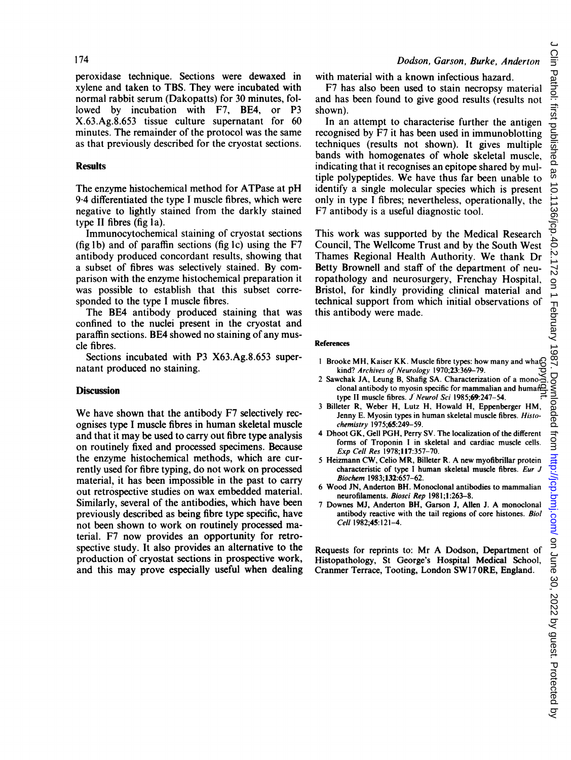peroxidase technique. Sections were dewaxed in xylene and taken to TBS. They were incubated with normal rabbit serum (Dakopatts) for 30 minutes, followed by incubation with F7, BE4, or P3 X.63.Ag.8.653 tissue culture supernatant for 60 minutes. The remainder of the protocol was the same as that previously described for the cryostat sections.

## Results

The enzyme histochemical method for ATPase at pH 9·4 differentiated the type I muscle fibres, which were negative to lightly stained from the darkly stained type II fibres (fig 1a).

Immunocytochemical staining of cryostat sections (fig 1b) and of paraffin sections (fig 1c) using the F7 antibody produced concordant results, showing that a subset of fibres was selectively stained. By comparison with the enzyme histochemical preparation it was possible to establish that this subset corresponded to the type I muscle fibres.

The BE4 antibody produced staining that was confined to the nuclei present in the cryostat and paraffin sections. BE4 showed no staining of any muscle fibres.

Sections incubated with P3 X63.Ag.8.653 supernatant produced no staining.

## Discussion

We have shown that the antibody F7 selectively recognises type I muscle fibres in human skeletal muscle and that it may be used to carry out fibre type analysis on routinely fixed and processed specimens. Because the enzyme histochemical methods, which are currently used for fibre typing, do not work on processed material, it has been impossible in the past to carry out retrospective studies on wax embedded material. Similarly, several of the antibodies, which have been previously described as being fibre type specific, have not been shown to work on routinely processed material. F7 now provides an opportunity for retrospective study. It also provides an alternative to the production of cryostat sections in prospective work, and this may prove especially useful when dealing with material with a known infectious hazard.

F7 has also been used to stain necropsy material and has been found to give good results (results not shown).

In an attempt to characterise further the antigen recognised by F7 it has been used in immunoblotting techniques (results not shown). It gives multiple bands with homogenates of whole skeletal muscle, indicating that it recognises an epitope shared by multiple polypeptides. We have thus far been unable to identify a single molecular species which is present only in type I fibres; nevertheless, operationally, the F7 antibody is a useful diagnostic tool.

This work was supported by the Medical Research Council, The Wellcome Trust and by the South West Thames Regional Health Authority. We thank Dr Betty Brownell and staff of the department of neuropathology and neurosurgery, Frenchay Hospital, Bristol, for kindly providing clinical material and technical support from which initial observations of this antibody were made.

### References

1 Brooke MH, Kaiser KK. Muscle fibre types: how many and what kind? *Archives of Neurology* 1970;**23**:369–79.

2 Sawchak JA, Leung B, Shafig SA. Characterization of a monoclonal antibody to myosin specific for mammalian and human type II muscle fibres. *J Neurol Sci* 1985;**69**:247–54.

3 Billeter R, Weber H, Lutz H, Howald H, Eppenberger HM, Jenny E. Myosin types in human skeletal muscle fibres. *Histochemistry* 1975;**65**:249–59.

4 Dhoot GK, Gell PGH, Perry SV. The localization of the different forms of Troponin I in skeletal and cardiac muscle cells. *Exp Cell Res* 1978;**117**:357–70.

5 Heizmann CW, Celio MR, Billeter R. A new myofibrillar protein characteristic of type I human skeletal muscle fibres. *Eur J Biochem* 1983;**132**:657–62.

6 Wood JN, Anderton BH. Monoclonal antibodies to mammalian neurofilaments. *Biosci Rep* 1981;**1**:263–8.

7 Downes MJ, Anderton BH, Garson J, Allen J. A monoclonal antibody reactive with the tail regions of core histones. *Biol Cell* 1982;**45**:121–4.

Requests for reprints to: Mr A Dodson, Department of Histopathology, St George's Hospital Medical School, Cranmer Terrace, Tooting, London SW17 0RE, England.